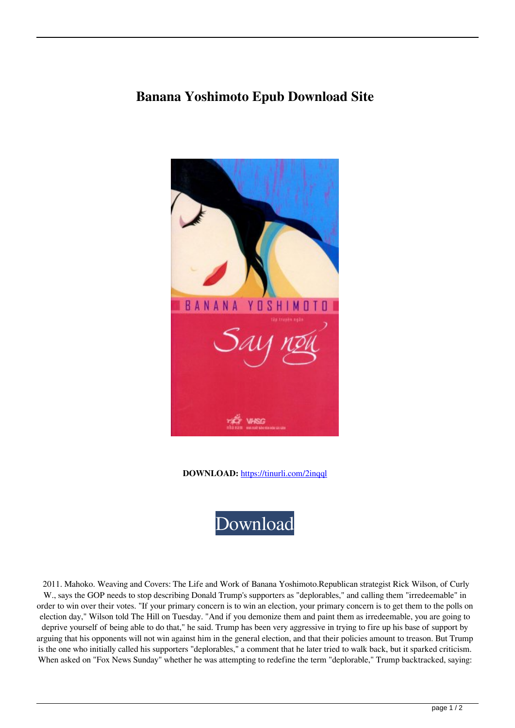# Banana Yoshimoto Epub Download Site

**DOWNLOAD:** https://tinurli.com/2inqql

Download

2011. Mahoko. Weaving and Covers: The Life and Work of Banana Yoshimoto.Republican strategist Rick Wilson, of Curly W., says the GOP needs to stop describing Donald Trump's supporters as "deplorables," and calling them "irredeemable" in order to win over their votes. "If your primary concern is to win an election, your primary concern is to get them to the polls on election day," Wilson told The Hill on Tuesday. "And if you demonize them and paint them as irredeemable, you are going to deprive yourself of being able to do that," he said. Trump has been very aggressive in trying to fire up his base of support by arguing that his opponents will not win against him in the general election, and that their policies amount to treason. But Trump is the one who initially called his supporters "deplorables," a comment that he later tried to walk back, but it sparked criticism. When asked on "Fox News Sunday" whether he was attempting to redefine the term "deplorable," Trump backtracked, saying: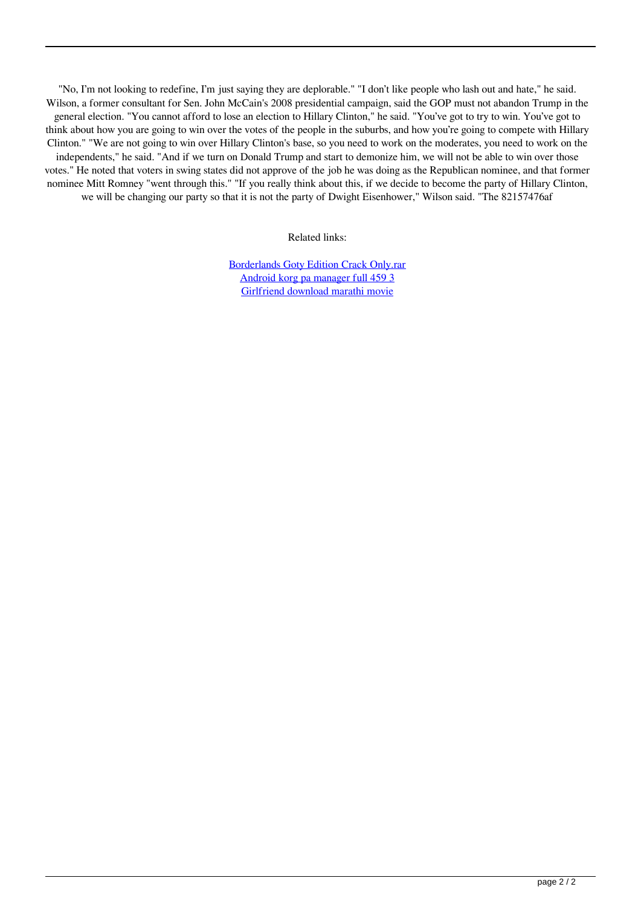"No, I'm not looking to redefine, I'm just saying they are deplorable." "I don't like people who lash out and hate," he said. Wilson, a former consultant for Sen. John McCain's 2008 presidential campaign, said the GOP must not abandon Trump in the general election. "You cannot afford to lose an election to Hillary Clinton," he said. "You've got to try to win. You've got to think about how you are going to win over the votes of the people in the suburbs, and how you're going to compete with Hillary Clinton." "We are not going to win over Hillary Clinton's base, so you need to work on the moderates, you need to work on the independents," he said. "And if we turn on Donald Trump and start to demonize him, we will not be able to win over those votes." He noted that voters in swing states did not approve of the job he was doing as the Republican nominee, and that former nominee Mitt Romney "went through this." "If you really think about this, if we decide to become the party of Hillary Clinton, we will be changing our party so that it is not the party of Dwight Eisenhower," Wilson said. "The 82157476af

Related links:

Borderlands Goty Edition Crack Only.rar
Android korg pa manager full 459 3
Girlfriend download marathi movie